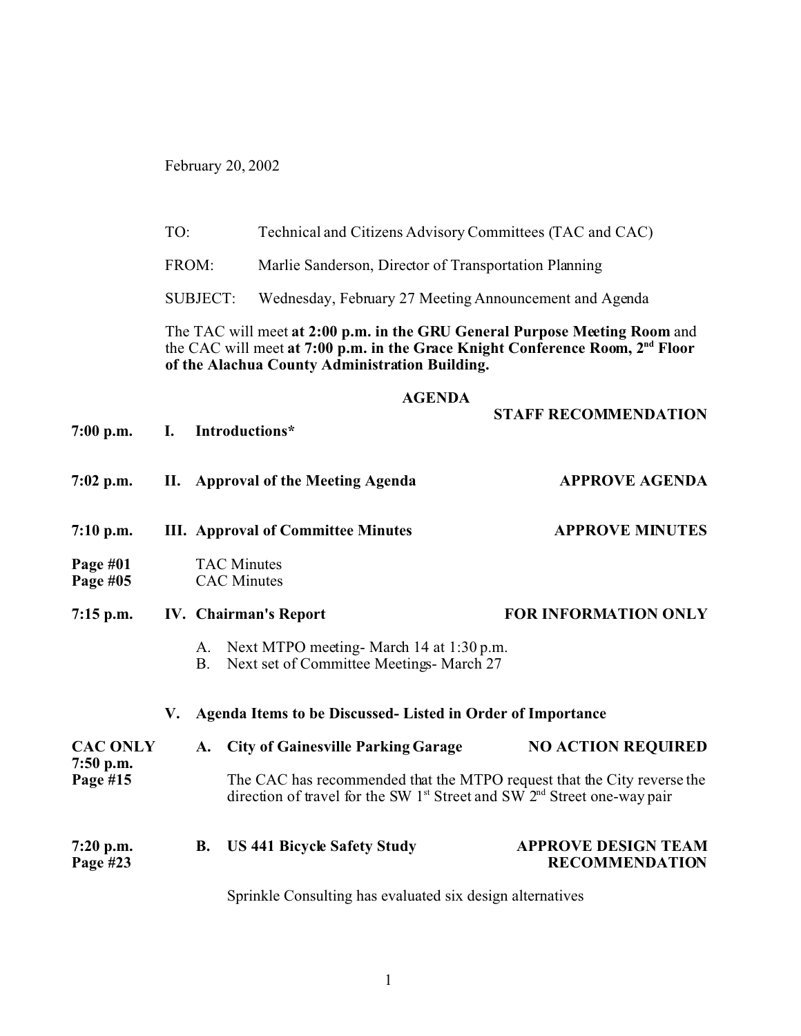February 20, 2002

TO: Technical and Citizens Advisory Committees (TAC and CAC)

FROM: Marlie Sanderson, Director of Transportation Planning

SUBJECT: Wednesday, February 27 Meeting Announcement and Agenda

The TAC will meet **at 2:00 p.m. in the GRU General Purpose Meeting Room** and the CAC will meet **at 7:00 p.m. in the Grace Knight Conference Room, 2nd Floor of the Alachua County Administration Building.**

## AGENDA

**STAFF RECOMMENDATION**

**7:00 p.m.** **I. Introductions***

**7:02 p.m.** **II. Approval of the Meeting Agenda** — **APPROVE AGENDA**

**7:10 p.m.** **III. Approval of Committee Minutes** — **APPROVE MINUTES**

**Page #01** TAC Minutes
**Page #05** CAC Minutes

**7:15 p.m.** **IV. Chairman's Report** — **FOR INFORMATION ONLY**

A. Next MTPO meeting- March 14 at 1:30 p.m.
B. Next set of Committee Meetings- March 27

**V. Agenda Items to be Discussed- Listed in Order of Importance**

**CAC ONLY**
**7:50 p.m.**
**Page #15**

**A. City of Gainesville Parking Garage** — **NO ACTION REQUIRED**

The CAC has recommended that the MTPO request that the City reverse the direction of travel for the SW 1st Street and SW 2nd Street one-way pair

**7:20 p.m.**
**Page #23**

**B. US 441 Bicycle Safety Study** — **APPROVE DESIGN TEAM RECOMMENDATION**

Sprinkle Consulting has evaluated six design alternatives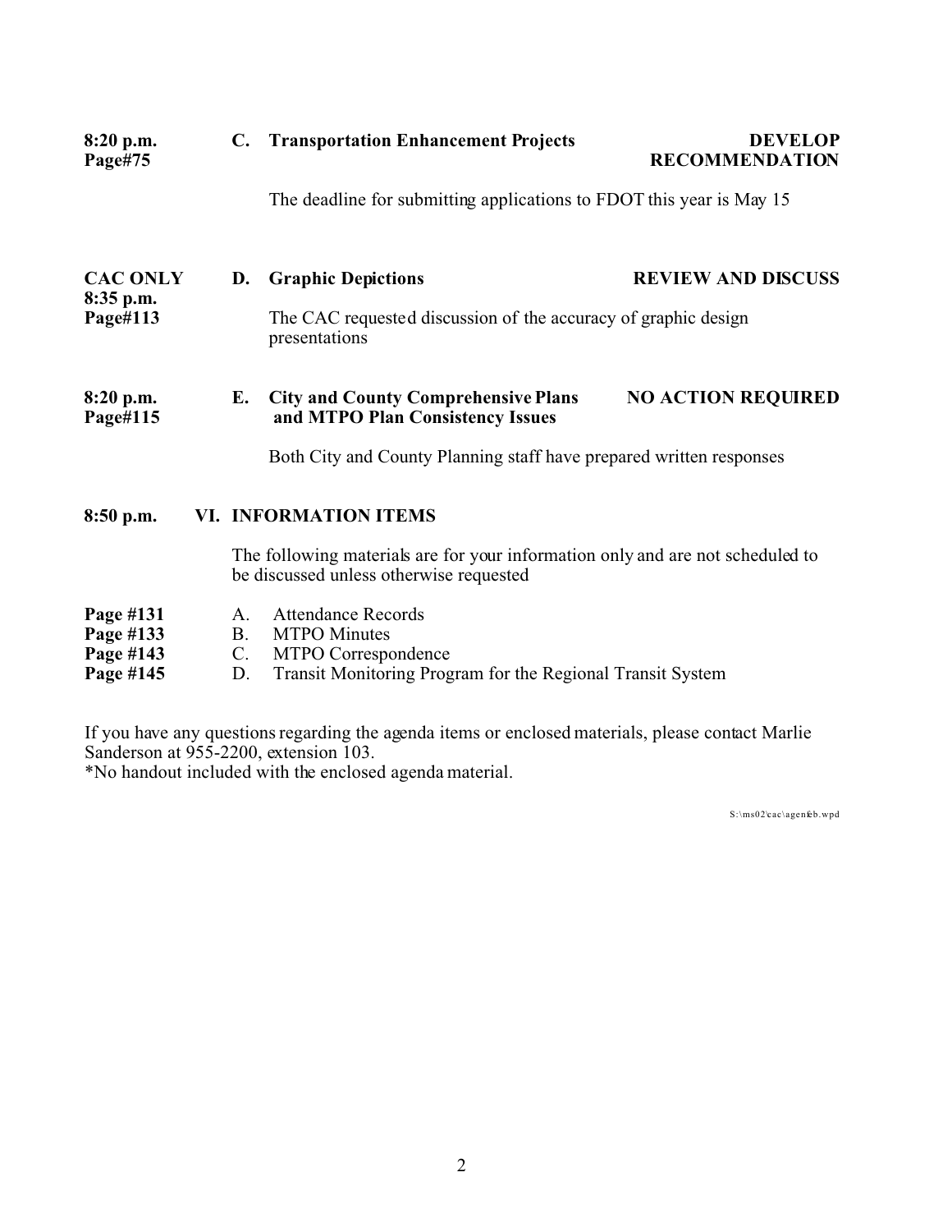**8:20 p.m.**
**Page#75**

**C. Transportation Enhancement Projects** — **DEVELOP RECOMMENDATION**

The deadline for submitting applications to FDOT this year is May 15

**CAC ONLY**
**8:35 p.m.**
**Page#113**

**D. Graphic Depictions** — **REVIEW AND DISCUSS**

The CAC requested discussion of the accuracy of graphic design presentations

**8:20 p.m.**
**Page#115**

**E. City and County Comprehensive Plans and MTPO Plan Consistency Issues** — **NO ACTION REQUIRED**

Both City and County Planning staff have prepared written responses

**8:50 p.m.** **VI. INFORMATION ITEMS**

The following materials are for your information only and are not scheduled to be discussed unless otherwise requested

**Page #131** A. Attendance Records
**Page #133** B. MTPO Minutes
**Page #143** C. MTPO Correspondence
**Page #145** D. Transit Monitoring Program for the Regional Transit System

If you have any questions regarding the agenda items or enclosed materials, please contact Marlie Sanderson at 955-2200, extension 103.
*No handout included with the enclosed agenda material.

S:\ms02\cac\agenfeb.wpd